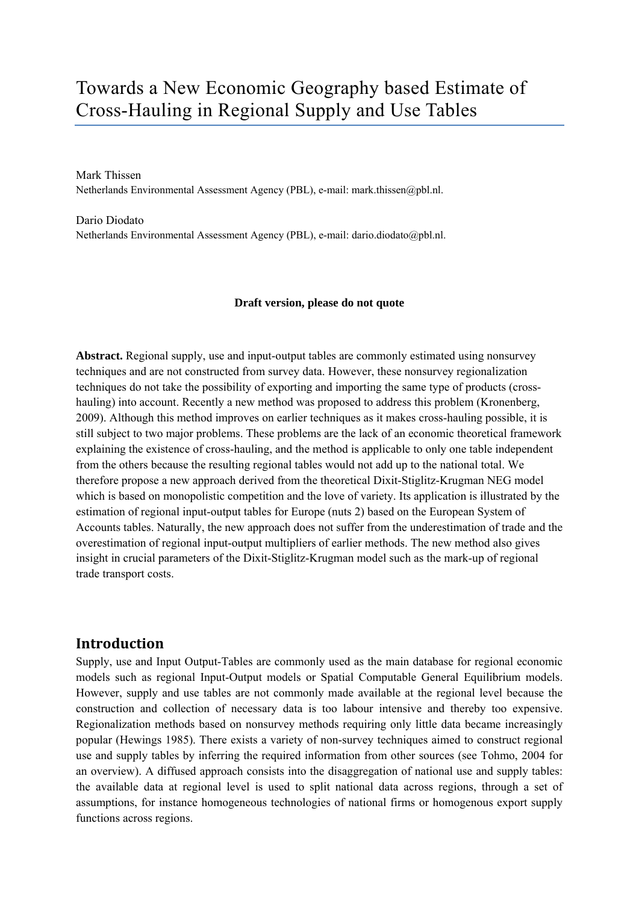# Towards a New Economic Geography based Estimate of Cross-Hauling in Regional Supply and Use Tables

Mark Thissen
Netherlands Environmental Assessment Agency (PBL), e-mail: mark.thissen@pbl.nl.

Dario Diodato
Netherlands Environmental Assessment Agency (PBL), e-mail: dario.diodato@pbl.nl.

**Draft version, please do not quote**

**Abstract.** Regional supply, use and input-output tables are commonly estimated using nonsurvey techniques and are not constructed from survey data. However, these nonsurvey regionalization techniques do not take the possibility of exporting and importing the same type of products (cross-hauling) into account. Recently a new method was proposed to address this problem (Kronenberg, 2009). Although this method improves on earlier techniques as it makes cross-hauling possible, it is still subject to two major problems. These problems are the lack of an economic theoretical framework explaining the existence of cross-hauling, and the method is applicable to only one table independent from the others because the resulting regional tables would not add up to the national total. We therefore propose a new approach derived from the theoretical Dixit-Stiglitz-Krugman NEG model which is based on monopolistic competition and the love of variety. Its application is illustrated by the estimation of regional input-output tables for Europe (nuts 2) based on the European System of Accounts tables. Naturally, the new approach does not suffer from the underestimation of trade and the overestimation of regional input-output multipliers of earlier methods. The new method also gives insight in crucial parameters of the Dixit-Stiglitz-Krugman model such as the mark-up of regional trade transport costs.

## Introduction

Supply, use and Input Output-Tables are commonly used as the main database for regional economic models such as regional Input-Output models or Spatial Computable General Equilibrium models. However, supply and use tables are not commonly made available at the regional level because the construction and collection of necessary data is too labour intensive and thereby too expensive. Regionalization methods based on nonsurvey methods requiring only little data became increasingly popular (Hewings 1985). There exists a variety of non-survey techniques aimed to construct regional use and supply tables by inferring the required information from other sources (see Tohmo, 2004 for an overview). A diffused approach consists into the disaggregation of national use and supply tables: the available data at regional level is used to split national data across regions, through a set of assumptions, for instance homogeneous technologies of national firms or homogenous export supply functions across regions.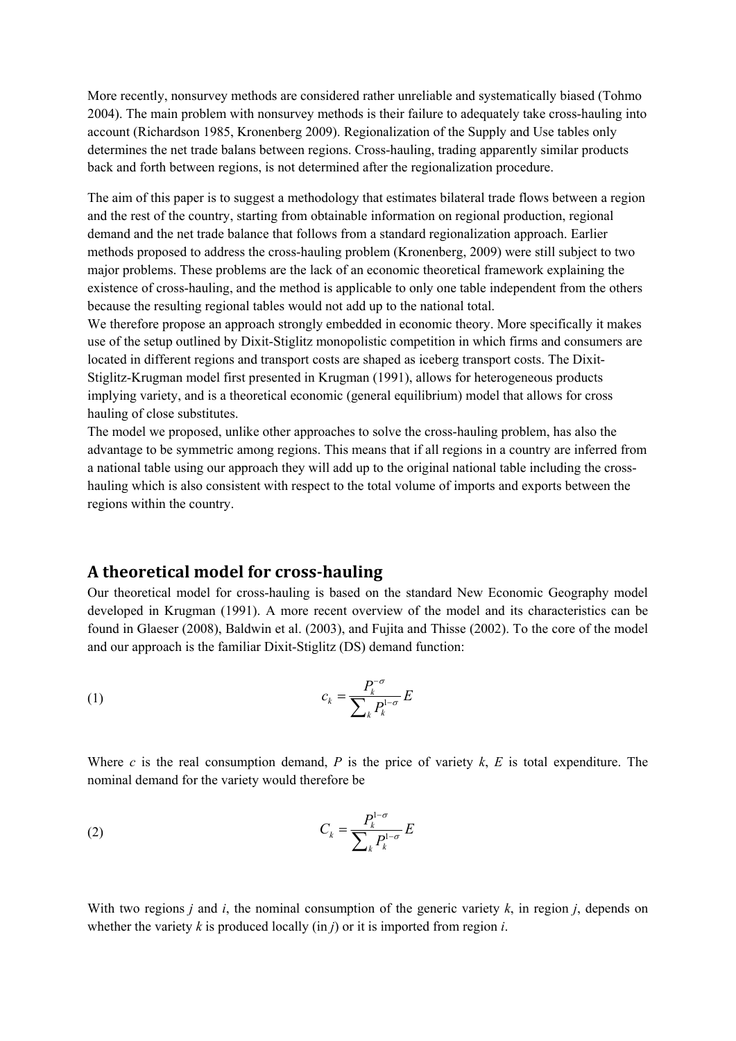More recently, nonsurvey methods are considered rather unreliable and systematically biased (Tohmo 2004). The main problem with nonsurvey methods is their failure to adequately take cross-hauling into account (Richardson 1985, Kronenberg 2009). Regionalization of the Supply and Use tables only determines the net trade balans between regions. Cross-hauling, trading apparently similar products back and forth between regions, is not determined after the regionalization procedure.

The aim of this paper is to suggest a methodology that estimates bilateral trade flows between a region and the rest of the country, starting from obtainable information on regional production, regional demand and the net trade balance that follows from a standard regionalization approach. Earlier methods proposed to address the cross-hauling problem (Kronenberg, 2009) were still subject to two major problems. These problems are the lack of an economic theoretical framework explaining the existence of cross-hauling, and the method is applicable to only one table independent from the others because the resulting regional tables would not add up to the national total.

We therefore propose an approach strongly embedded in economic theory. More specifically it makes use of the setup outlined by Dixit-Stiglitz monopolistic competition in which firms and consumers are located in different regions and transport costs are shaped as iceberg transport costs. The Dixit-Stiglitz-Krugman model first presented in Krugman (1991), allows for heterogeneous products implying variety, and is a theoretical economic (general equilibrium) model that allows for cross hauling of close substitutes.

The model we proposed, unlike other approaches to solve the cross-hauling problem, has also the advantage to be symmetric among regions. This means that if all regions in a country are inferred from a national table using our approach they will add up to the original national table including the cross-hauling which is also consistent with respect to the total volume of imports and exports between the regions within the country.

## A theoretical model for cross-hauling

Our theoretical model for cross-hauling is based on the standard New Economic Geography model developed in Krugman (1991). A more recent overview of the model and its characteristics can be found in Glaeser (2008), Baldwin et al. (2003), and Fujita and Thisse (2002). To the core of the model and our approach is the familiar Dixit-Stiglitz (DS) demand function:

$$c_k = \frac{P_k^{-\sigma}}{\sum_k P_k^{1-\sigma}} E \tag{1}$$

Where $c$ is the real consumption demand, $P$ is the price of variety $k$, $E$ is total expenditure. The nominal demand for the variety would therefore be

$$C_k = \frac{P_k^{1-\sigma}}{\sum_k P_k^{1-\sigma}} E \tag{2}$$

With two regions $j$ and $i$, the nominal consumption of the generic variety $k$, in region $j$, depends on whether the variety $k$ is produced locally (in $j$) or it is imported from region $i$.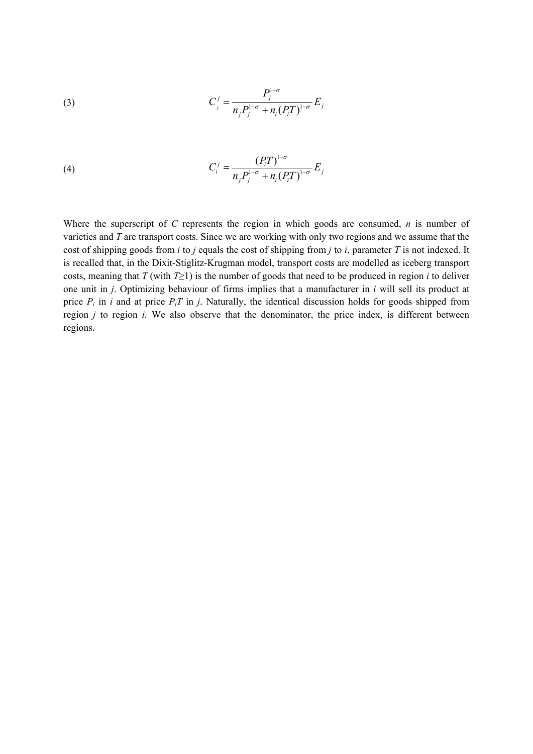$$C_j^j = \frac{P_j^{1-\sigma}}{n_j P_j^{1-\sigma} + n_i (P_i T)^{1-\sigma}} E_j \tag{3}$$

$$C_i^j = \frac{(P_i T)^{1-\sigma}}{n_j P_j^{1-\sigma} + n_i (P_i T)^{1-\sigma}} E_j \tag{4}$$

Where the superscript of $C$ represents the region in which goods are consumed, $n$ is number of varieties and $T$ are transport costs. Since we are working with only two regions and we assume that the cost of shipping goods from $i$ to $j$ equals the cost of shipping from $j$ to $i$, parameter $T$ is not indexed. It is recalled that, in the Dixit-Stiglitz-Krugman model, transport costs are modelled as iceberg transport costs, meaning that $T$ (with $T \geq 1$) is the number of goods that need to be produced in region $i$ to deliver one unit in $j$. Optimizing behaviour of firms implies that a manufacturer in $i$ will sell its product at price $P_i$ in $i$ and at price $P_i T$ in $j$. Naturally, the identical discussion holds for goods shipped from region $j$ to region $i$. We also observe that the denominator, the price index, is different between regions.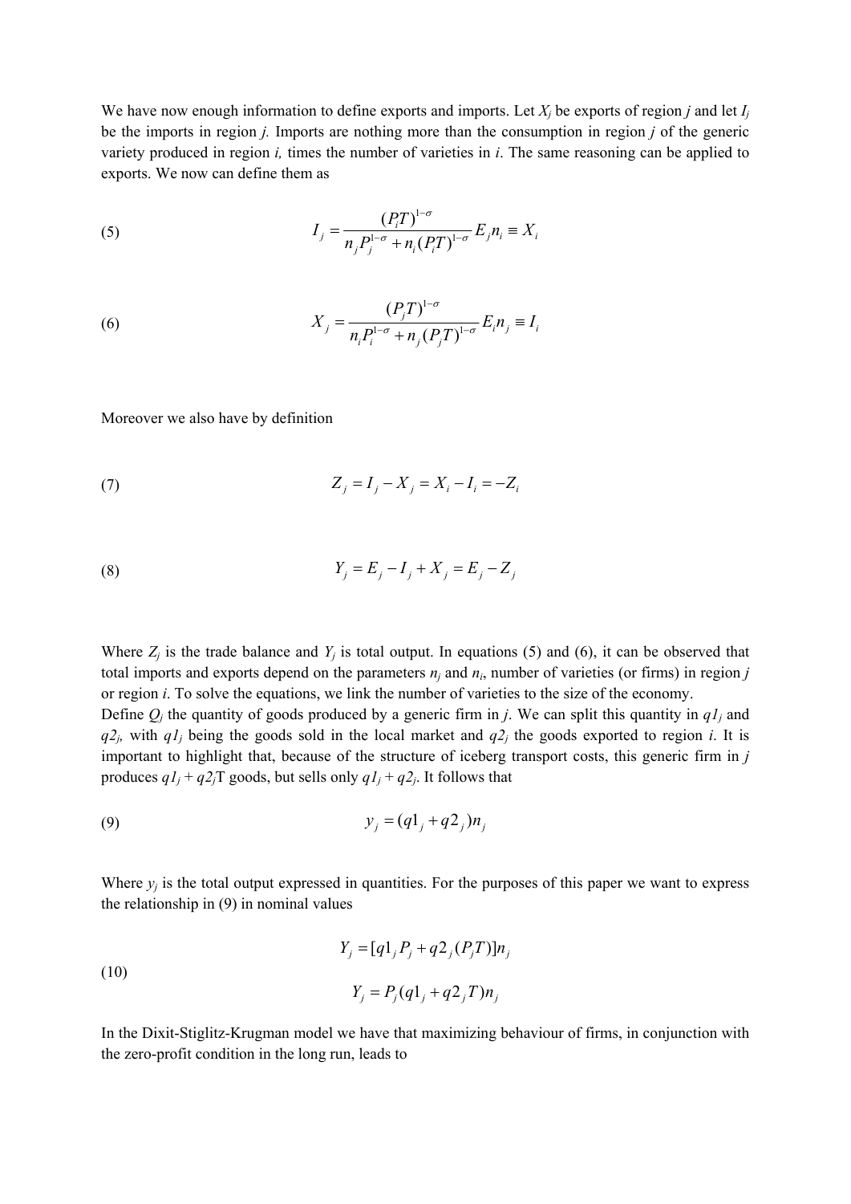We have now enough information to define exports and imports. Let $X_j$ be exports of region *j* and let $I_j$ be the imports in region *j.* Imports are nothing more than the consumption in region *j* of the generic variety produced in region *i,* times the number of varieties in *i*. The same reasoning can be applied to exports. We now can define them as

$$I_j = \frac{(P_i T)^{1-\sigma}}{n_j P_j^{1-\sigma} + n_i (P_i T)^{1-\sigma}} E_j n_i \equiv X_i \tag{5}$$

$$X_j = \frac{(P_j T)^{1-\sigma}}{n_i P_i^{1-\sigma} + n_j (P_j T)^{1-\sigma}} E_i n_j \equiv I_i \tag{6}$$

Moreover we also have by definition

$$Z_j = I_j - X_j = X_i - I_i = -Z_i \tag{7}$$

$$Y_j = E_j - I_j + X_j = E_j - Z_j \tag{8}$$

Where $Z_j$ is the trade balance and $Y_j$ is total output. In equations (5) and (6), it can be observed that total imports and exports depend on the parameters $n_j$ and $n_i$, number of varieties (or firms) in region *j* or region *i*. To solve the equations, we link the number of varieties to the size of the economy.
Define $Q_j$ the quantity of goods produced by a generic firm in *j*. We can split this quantity in $q1_j$ and $q2_j$, with $q1_j$ being the goods sold in the local market and $q2_j$ the goods exported to region *i*. It is important to highlight that, because of the structure of iceberg transport costs, this generic firm in *j* produces $q1_j + q2_j$T goods, but sells only $q1_j + q2_j$. It follows that

$$y_j = (q1_j + q2_j) n_j \tag{9}$$

Where $y_j$ is the total output expressed in quantities. For the purposes of this paper we want to express the relationship in (9) in nominal values

$$\begin{aligned} Y_j &= [q1_j P_j + q2_j (P_j T)] n_j \\ Y_j &= P_j (q1_j + q2_j T) n_j \end{aligned} \tag{10}$$

In the Dixit-Stiglitz-Krugman model we have that maximizing behaviour of firms, in conjunction with the zero-profit condition in the long run, leads to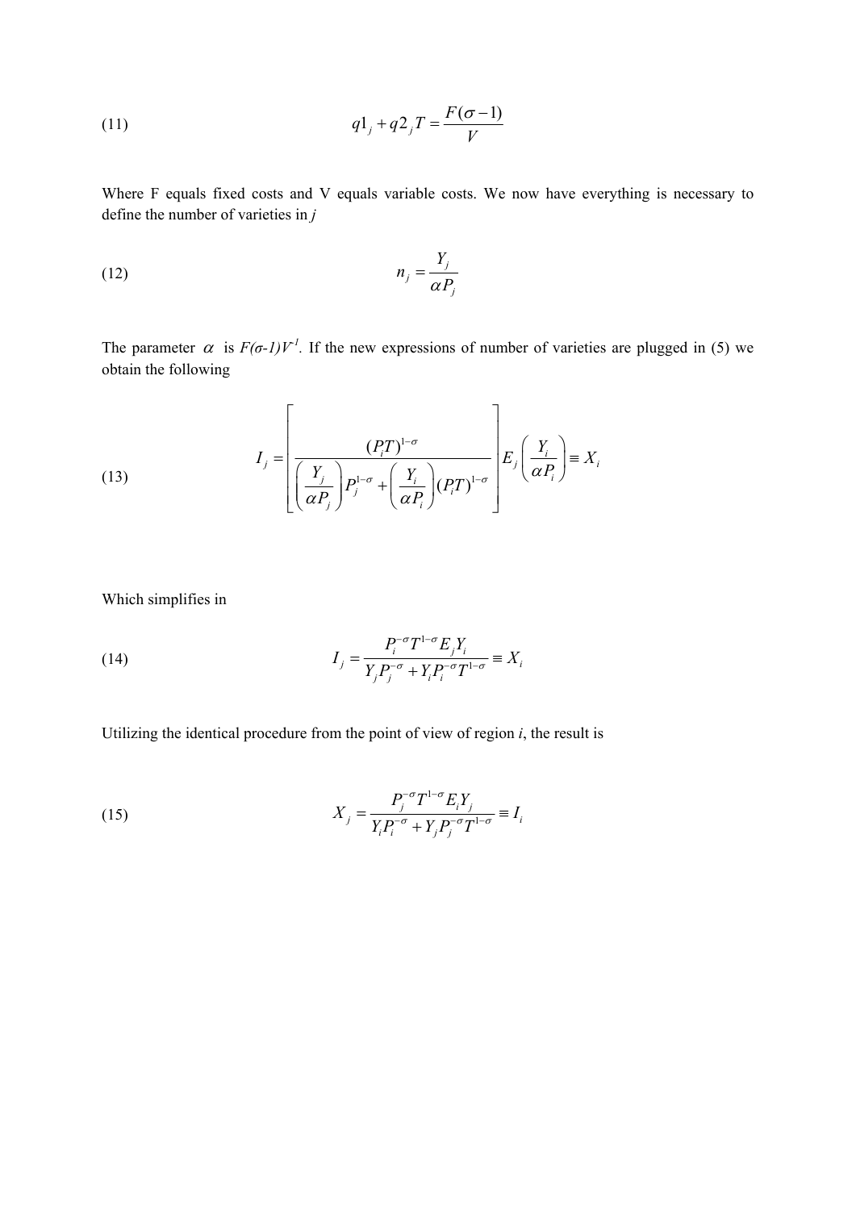$$q1_j + q2_j T = \frac{F(\sigma - 1)}{V} \tag{11}$$

Where F equals fixed costs and V equals variable costs. We now have everything is necessary to define the number of varieties in *j*

$$n_j = \frac{Y_j}{\alpha P_j} \tag{12}$$

The parameter $\alpha$ is $F(\sigma\text{-}1)V^{-1}$. If the new expressions of number of varieties are plugged in (5) we obtain the following

$$I_j = \left[ \frac{(P_i T)^{1-\sigma}}{\left(\frac{Y_j}{\alpha P_j}\right) P_j^{1-\sigma} + \left(\frac{Y_i}{\alpha P_i}\right)(P_i T)^{1-\sigma}} \right] E_j \left(\frac{Y_i}{\alpha P_i}\right) \equiv X_i \tag{13}$$

Which simplifies in

$$I_j = \frac{P_i^{-\sigma} T^{1-\sigma} E_j Y_i}{Y_j P_j^{-\sigma} + Y_i P_i^{-\sigma} T^{1-\sigma}} \equiv X_i \tag{14}$$

Utilizing the identical procedure from the point of view of region *i*, the result is

$$X_j = \frac{P_j^{-\sigma} T^{1-\sigma} E_i Y_j}{Y_i P_i^{-\sigma} + Y_j P_j^{-\sigma} T^{1-\sigma}} \equiv I_i \tag{15}$$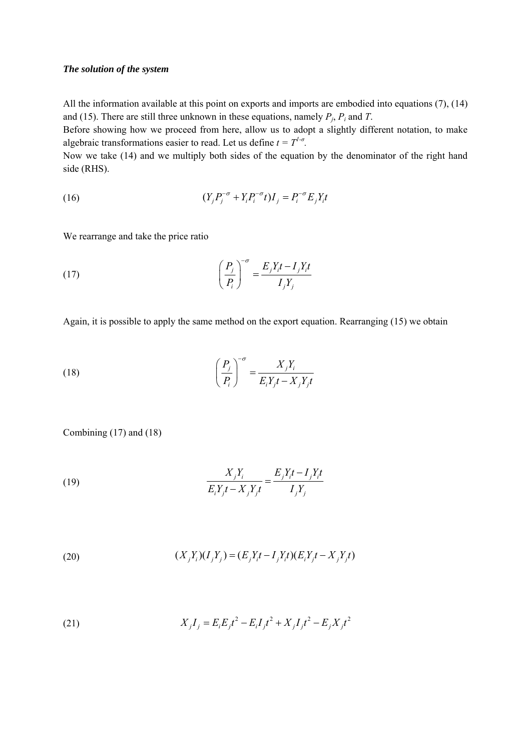***The solution of the system***

All the information available at this point on exports and imports are embodied into equations (7), (14) and (15). There are still three unknown in these equations, namely $P_j$, $P_i$ and $T$.

Before showing how we proceed from here, allow us to adopt a slightly different notation, to make algebraic transformations easier to read. Let us define $t = T^{1-\sigma}$.

Now we take (14) and we multiply both sides of the equation by the denominator of the right hand side (RHS).

$$(Y_j P_j^{-\sigma} + Y_i P_i^{-\sigma} t) I_j = P_i^{-\sigma} E_j Y_i t \tag{16}$$

We rearrange and take the price ratio

$$\left(\frac{P_j}{P_i}\right)^{-\sigma} = \frac{E_j Y_i t - I_j Y_i t}{I_j Y_j} \tag{17}$$

Again, it is possible to apply the same method on the export equation. Rearranging (15) we obtain

$$\left(\frac{P_j}{P_i}\right)^{-\sigma} = \frac{X_j Y_i}{E_i Y_j t - X_j Y_j t} \tag{18}$$

Combining (17) and (18)

$$\frac{X_j Y_i}{E_i Y_j t - X_j Y_j t} = \frac{E_j Y_i t - I_j Y_i t}{I_j Y_j} \tag{19}$$

$$(X_j Y_i)(I_j Y_j) = (E_j Y_i t - I_j Y_i t)(E_i Y_j t - X_j Y_j t) \tag{20}$$

$$X_j I_j = E_i E_j t^2 - E_i I_j t^2 + X_j I_j t^2 - E_j X_j t^2 \tag{21}$$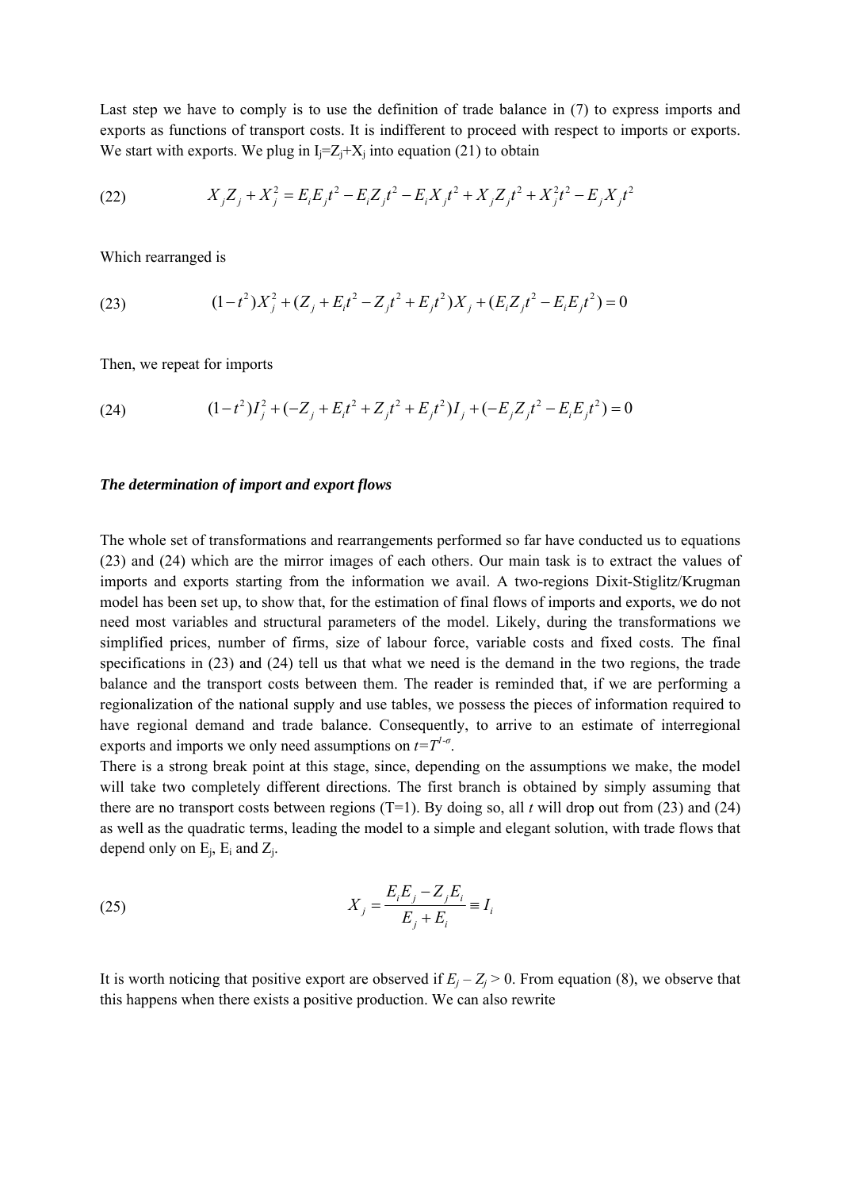Last step we have to comply is to use the definition of trade balance in (7) to express imports and exports as functions of transport costs. It is indifferent to proceed with respect to imports or exports. We start with exports. We plug in $I_j=Z_j+X_j$ into equation (21) to obtain

$$
X_j Z_j + X_j^2 = E_i E_j t^2 - E_i Z_j t^2 - E_i X_j t^2 + X_j Z_j t^2 + X_j^2 t^2 - E_j X_j t^2 \tag{22}
$$

Which rearranged is

$$
(1-t^2)X_j^2 + (Z_j + E_i t^2 - Z_j t^2 + E_j t^2)X_j + (E_i Z_j t^2 - E_i E_j t^2) = 0 \tag{23}
$$

Then, we repeat for imports

$$
(1-t^2)I_j^2 + (-Z_j + E_i t^2 + Z_j t^2 + E_j t^2)I_j + (-E_j Z_j t^2 - E_i E_j t^2) = 0 \tag{24}
$$

***The determination of import and export flows***

The whole set of transformations and rearrangements performed so far have conducted us to equations (23) and (24) which are the mirror images of each others. Our main task is to extract the values of imports and exports starting from the information we avail. A two-regions Dixit-Stiglitz/Krugman model has been set up, to show that, for the estimation of final flows of imports and exports, we do not need most variables and structural parameters of the model. Likely, during the transformations we simplified prices, number of firms, size of labour force, variable costs and fixed costs. The final specifications in (23) and (24) tell us that what we need is the demand in the two regions, the trade balance and the transport costs between them. The reader is reminded that, if we are performing a regionalization of the national supply and use tables, we possess the pieces of information required to have regional demand and trade balance. Consequently, to arrive to an estimate of interregional exports and imports we only need assumptions on $t=T^{1-\sigma}$.

There is a strong break point at this stage, since, depending on the assumptions we make, the model will take two completely different directions. The first branch is obtained by simply assuming that there are no transport costs between regions (T=1). By doing so, all *t* will drop out from (23) and (24) as well as the quadratic terms, leading the model to a simple and elegant solution, with trade flows that depend only on $E_j$, $E_i$ and $Z_j$.

$$
X_j = \frac{E_i E_j - Z_j E_i}{E_j + E_i} \equiv I_i \tag{25}
$$

It is worth noticing that positive export are observed if $E_j - Z_j > 0$. From equation (8), we observe that this happens when there exists a positive production. We can also rewrite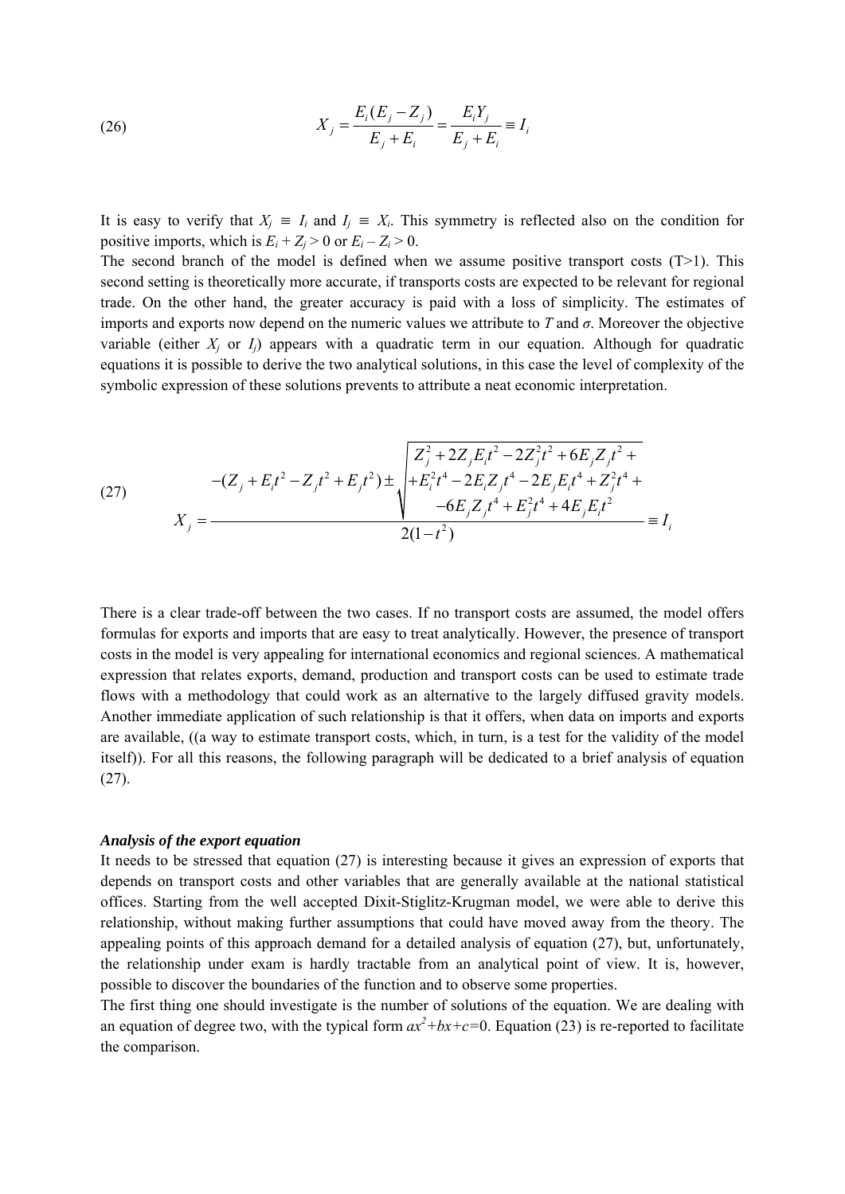$$X_j = \frac{E_i(E_j - Z_j)}{E_j + E_i} = \frac{E_i Y_j}{E_j + E_i} \equiv I_i \tag{26}$$

It is easy to verify that $X_j \equiv I_i$ and $I_j \equiv X_i$. This symmetry is reflected also on the condition for positive imports, which is $E_i + Z_j > 0$ or $E_i - Z_i > 0$.

The second branch of the model is defined when we assume positive transport costs (T>1). This second setting is theoretically more accurate, if transports costs are expected to be relevant for regional trade. On the other hand, the greater accuracy is paid with a loss of simplicity. The estimates of imports and exports now depend on the numeric values we attribute to $T$ and $\sigma$. Moreover the objective variable (either $X_j$ or $I_j$) appears with a quadratic term in our equation. Although for quadratic equations it is possible to derive the two analytical solutions, in this case the level of complexity of the symbolic expression of these solutions prevents to attribute a neat economic interpretation.

$$X_j = \frac{-(Z_j + E_i t^2 - Z_j t^2 + E_j t^2) \pm \sqrt{\begin{array}{c} Z_j^2 + 2Z_j E_i t^2 - 2Z_j^2 t^2 + 6E_j Z_j t^2 + \\ +E_i^2 t^4 - 2E_i Z_j t^4 - 2E_j E_i t^4 + Z_j^2 t^4 + \\ -6E_j Z_j t^4 + E_j^2 t^4 + 4E_j E_i t^2 \end{array}}}{2(1-t^2)} \equiv I_i \tag{27}$$

There is a clear trade-off between the two cases. If no transport costs are assumed, the model offers formulas for exports and imports that are easy to treat analytically. However, the presence of transport costs in the model is very appealing for international economics and regional sciences. A mathematical expression that relates exports, demand, production and transport costs can be used to estimate trade flows with a methodology that could work as an alternative to the largely diffused gravity models. Another immediate application of such relationship is that it offers, when data on imports and exports are available, ((a way to estimate transport costs, which, in turn, is a test for the validity of the model itself)). For all this reasons, the following paragraph will be dedicated to a brief analysis of equation (27).

### *Analysis of the export equation*

It needs to be stressed that equation (27) is interesting because it gives an expression of exports that depends on transport costs and other variables that are generally available at the national statistical offices. Starting from the well accepted Dixit-Stiglitz-Krugman model, we were able to derive this relationship, without making further assumptions that could have moved away from the theory. The appealing points of this approach demand for a detailed analysis of equation (27), but, unfortunately, the relationship under exam is hardly tractable from an analytical point of view. It is, however, possible to discover the boundaries of the function and to observe some properties.

The first thing one should investigate is the number of solutions of the equation. We are dealing with an equation of degree two, with the typical form $ax^2+bx+c=0$. Equation (23) is re-reported to facilitate the comparison.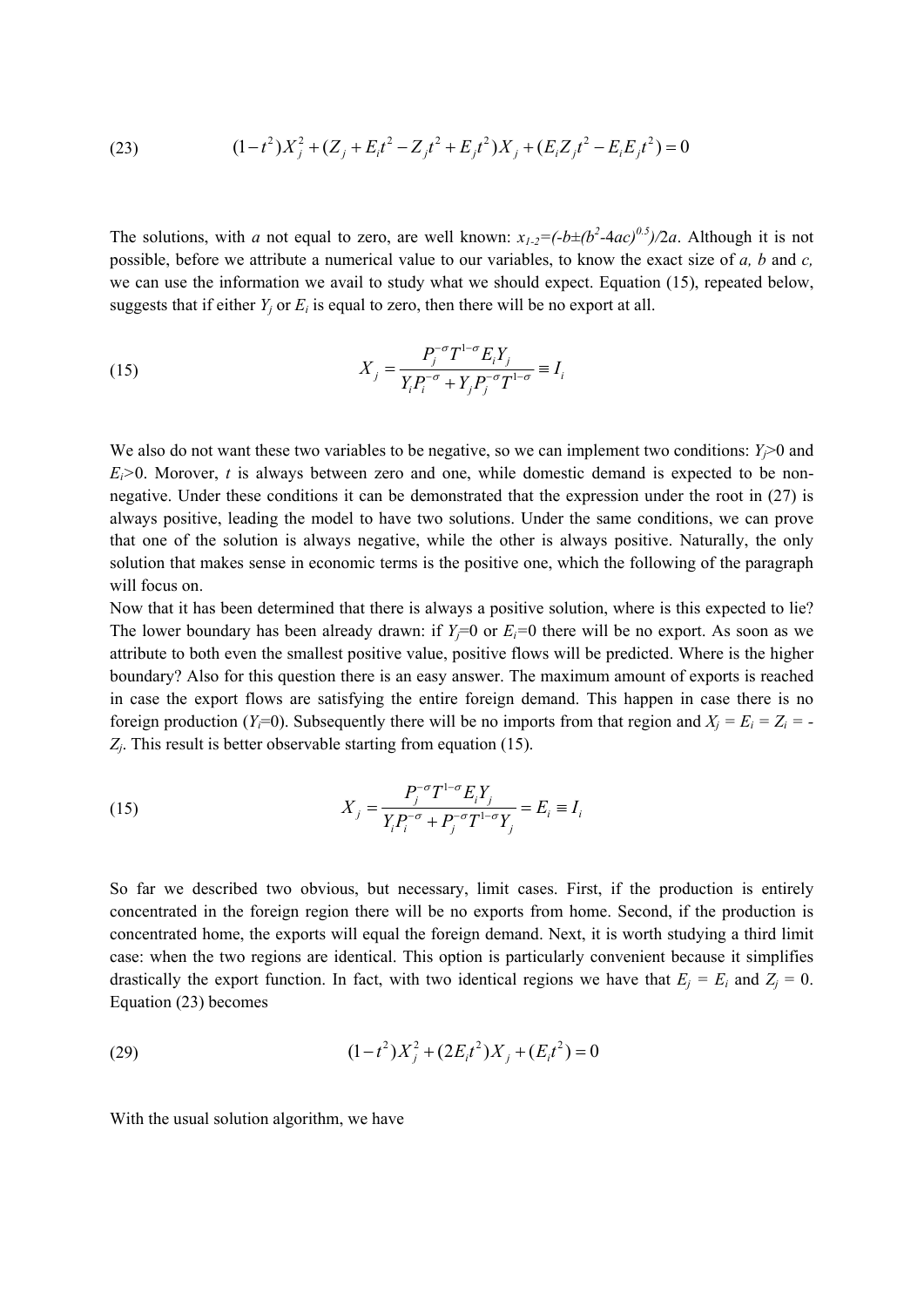$$(23) \qquad (1-t^2)X_j^2 + (Z_j + E_i t^2 - Z_j t^2 + E_j t^2)X_j + (E_i Z_j t^2 - E_i E_j t^2) = 0$$

The solutions, with *a* not equal to zero, are well known: $x_{1\text{-}2}=(-b\pm(b^2\text{-}4ac)^{0.5})/2a$. Although it is not possible, before we attribute a numerical value to our variables, to know the exact size of *a, b* and *c,* we can use the information we avail to study what we should expect. Equation (15), repeated below, suggests that if either $Y_j$ or $E_i$ is equal to zero, then there will be no export at all.

$$(15) \qquad X_j = \frac{P_j^{-\sigma} T^{1-\sigma} E_i Y_j}{Y_i P_i^{-\sigma} + Y_j P_j^{-\sigma} T^{1-\sigma}} \equiv I_i$$

We also do not want these two variables to be negative, so we can implement two conditions: $Y_j>0$ and $E_i>0$. Morover, $t$ is always between zero and one, while domestic demand is expected to be non-negative. Under these conditions it can be demonstrated that the expression under the root in (27) is always positive, leading the model to have two solutions. Under the same conditions, we can prove that one of the solution is always negative, while the other is always positive. Naturally, the only solution that makes sense in economic terms is the positive one, which the following of the paragraph will focus on.

Now that it has been determined that there is always a positive solution, where is this expected to lie? The lower boundary has been already drawn: if $Y_j=0$ or $E_i=0$ there will be no export. As soon as we attribute to both even the smallest positive value, positive flows will be predicted. Where is the higher boundary? Also for this question there is an easy answer. The maximum amount of exports is reached in case the export flows are satisfying the entire foreign demand. This happen in case there is no foreign production ($Y_i=0$). Subsequently there will be no imports from that region and $X_j = E_i = Z_i = -Z_j$. This result is better observable starting from equation (15).

$$(15) \qquad X_j = \frac{P_j^{-\sigma} T^{1-\sigma} E_i Y_j}{Y_i P_i^{-\sigma} + P_j^{-\sigma} T^{1-\sigma} Y_j} = E_i \equiv I_i$$

So far we described two obvious, but necessary, limit cases. First, if the production is entirely concentrated in the foreign region there will be no exports from home. Second, if the production is concentrated home, the exports will equal the foreign demand. Next, it is worth studying a third limit case: when the two regions are identical. This option is particularly convenient because it simplifies drastically the export function. In fact, with two identical regions we have that $E_j = E_i$ and $Z_j = 0$. Equation (23) becomes

$$(29) \qquad (1-t^2)X_j^2 + (2E_i t^2)X_j + (E_i t^2) = 0$$

With the usual solution algorithm, we have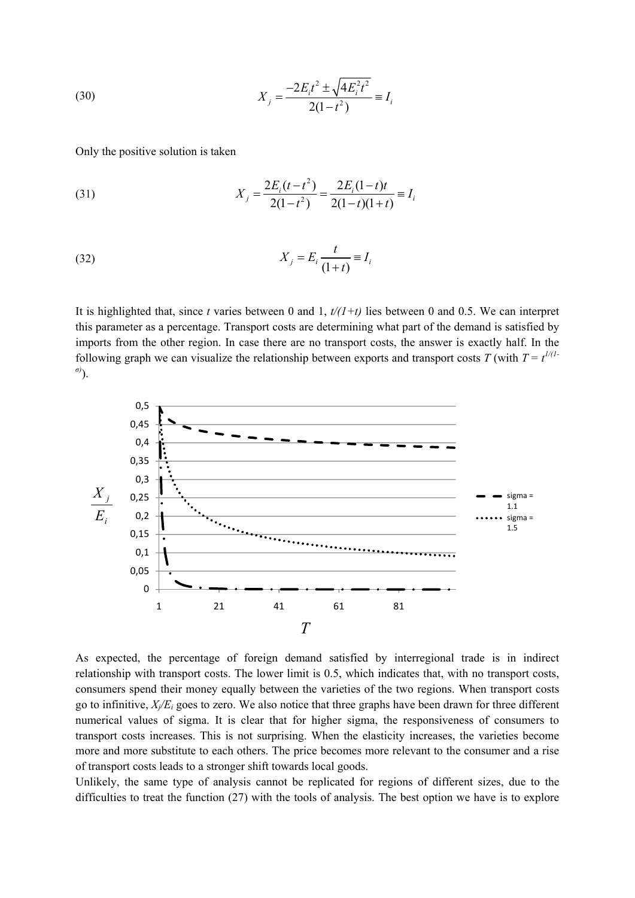$$X_j = \frac{-2E_i t^2 \pm \sqrt{4E_i^2 t^2}}{2(1-t^2)} \equiv I_i \tag{30}$$

Only the positive solution is taken

$$X_j = \frac{2E_i(t-t^2)}{2(1-t^2)} = \frac{2E_i(1-t)t}{2(1-t)(1+t)} \equiv I_i \tag{31}$$

$$X_j = E_i \frac{t}{(1+t)} \equiv I_i \tag{32}$$

It is highlighted that, since $t$ varies between 0 and 1, $t/(1+t)$ lies between 0 and 0.5. We can interpret this parameter as a percentage. Transport costs are determining what part of the demand is satisfied by imports from the other region. In case there are no transport costs, the answer is exactly half. In the following graph we can visualize the relationship between exports and transport costs $T$ (with $T = t^{1/(1-\sigma)}$).

As expected, the percentage of foreign demand satisfied by interregional trade is in indirect relationship with transport costs. The lower limit is 0.5, which indicates that, with no transport costs, consumers spend their money equally between the varieties of the two regions. When transport costs go to infinitive, $X_j/E_i$ goes to zero. We also notice that three graphs have been drawn for three different numerical values of sigma. It is clear that for higher sigma, the responsiveness of consumers to transport costs increases. This is not surprising. When the elasticity increases, the varieties become more and more substitute to each others. The price becomes more relevant to the consumer and a rise of transport costs leads to a stronger shift towards local goods.

Unlikely, the same type of analysis cannot be replicated for regions of different sizes, due to the difficulties to treat the function (27) with the tools of analysis. The best option we have is to explore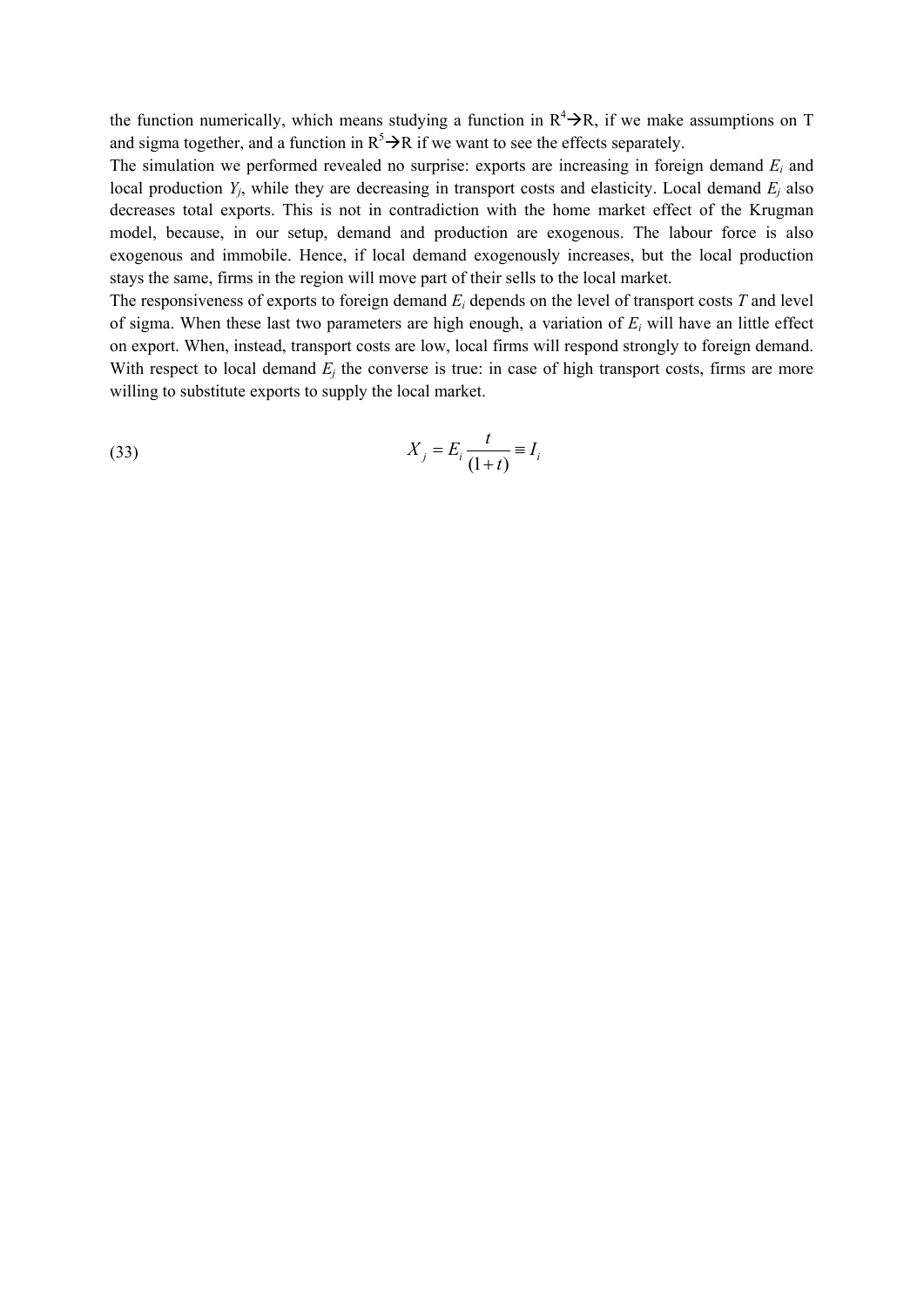the function numerically, which means studying a function in $R^4 \rightarrow R$, if we make assumptions on T and sigma together, and a function in $R^5 \rightarrow R$ if we want to see the effects separately.

The simulation we performed revealed no surprise: exports are increasing in foreign demand $E_i$ and local production $Y_j$, while they are decreasing in transport costs and elasticity. Local demand $E_j$ also decreases total exports. This is not in contradiction with the home market effect of the Krugman model, because, in our setup, demand and production are exogenous. The labour force is also exogenous and immobile. Hence, if local demand exogenously increases, but the local production stays the same, firms in the region will move part of their sells to the local market.

The responsiveness of exports to foreign demand $E_i$ depends on the level of transport costs $T$ and level of sigma. When these last two parameters are high enough, a variation of $E_i$ will have an little effect on export. When, instead, transport costs are low, local firms will respond strongly to foreign demand. With respect to local demand $E_j$ the converse is true: in case of high transport costs, firms are more willing to substitute exports to supply the local market.

$$X_j = E_i \frac{t}{(1+t)} \equiv I_i \tag{33}$$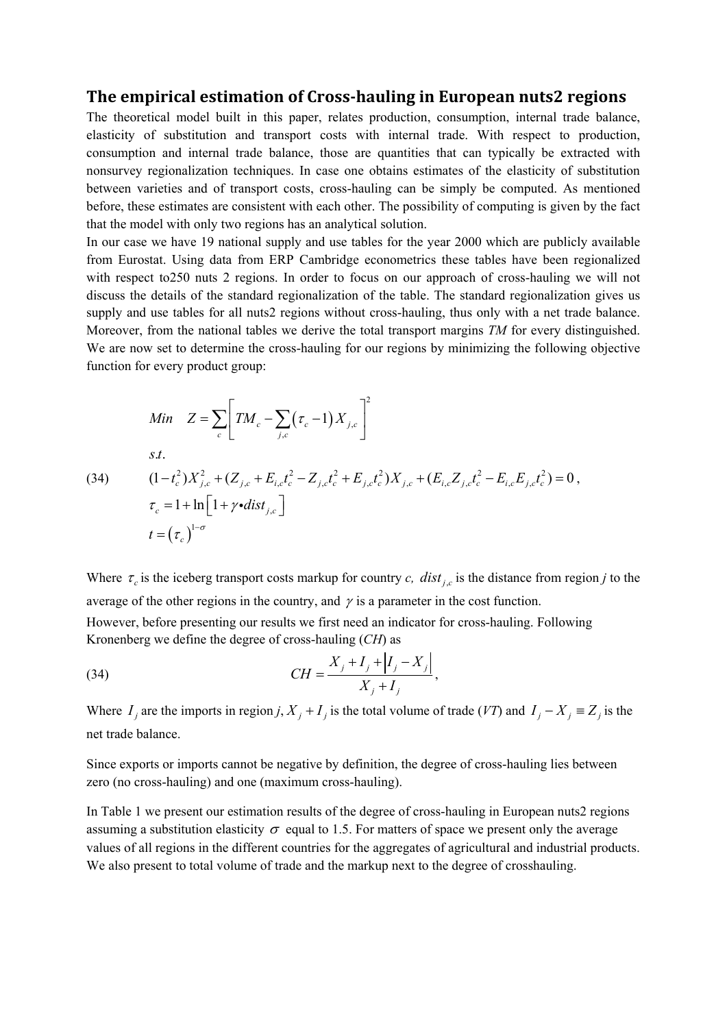## The empirical estimation of Cross-hauling in European nuts2 regions

The theoretical model built in this paper, relates production, consumption, internal trade balance, elasticity of substitution and transport costs with internal trade. With respect to production, consumption and internal trade balance, those are quantities that can typically be extracted with nonsurvey regionalization techniques. In case one obtains estimates of the elasticity of substitution between varieties and of transport costs, cross-hauling can be simply be computed. As mentioned before, these estimates are consistent with each other. The possibility of computing is given by the fact that the model with only two regions has an analytical solution.

In our case we have 19 national supply and use tables for the year 2000 which are publicly available from Eurostat. Using data from ERP Cambridge econometrics these tables have been regionalized with respect to250 nuts 2 regions. In order to focus on our approach of cross-hauling we will not discuss the details of the standard regionalization of the table. The standard regionalization gives us supply and use tables for all nuts2 regions without cross-hauling, thus only with a net trade balance. Moreover, from the national tables we derive the total transport margins *TM* for every distinguished. We are now set to determine the cross-hauling for our regions by minimizing the following objective function for every product group:

$$
\begin{aligned}
& Min \quad Z = \sum_c \left[ TM_c - \sum_{j,c} \left( \tau_c - 1 \right) X_{j,c} \right]^2 \\
& s.t. \\
(34) \qquad & (1 - t_c^2) X_{j,c}^2 + (Z_{j,c} + E_{i,c} t_c^2 - Z_{j,c} t_c^2 + E_{j,c} t_c^2) X_{j,c} + (E_{i,c} Z_{j,c} t_c^2 - E_{i,c} E_{j,c} t_c^2) = 0 \,, \\
& \tau_c = 1 + \ln \left[ 1 + \gamma \bullet dist_{j,c} \right] \\
& t = \left( \tau_c \right)^{1-\sigma}
\end{aligned}
$$

Where $\tau_c$ is the iceberg transport costs markup for country *c*, $dist_{j,c}$ is the distance from region *j* to the average of the other regions in the country, and $\gamma$ is a parameter in the cost function.

However, before presenting our results we first need an indicator for cross-hauling. Following Kronenberg we define the degree of cross-hauling (*CH*) as

$$
(34) \qquad CH = \frac{X_j + I_j + \left| I_j - X_j \right|}{X_j + I_j},
$$

Where $I_j$ are the imports in region *j*, $X_j + I_j$ is the total volume of trade (*VT*) and $I_j - X_j \equiv Z_j$ is the net trade balance.

Since exports or imports cannot be negative by definition, the degree of cross-hauling lies between zero (no cross-hauling) and one (maximum cross-hauling).

In Table 1 we present our estimation results of the degree of cross-hauling in European nuts2 regions assuming a substitution elasticity $\sigma$ equal to 1.5. For matters of space we present only the average values of all regions in the different countries for the aggregates of agricultural and industrial products. We also present to total volume of trade and the markup next to the degree of crosshauling.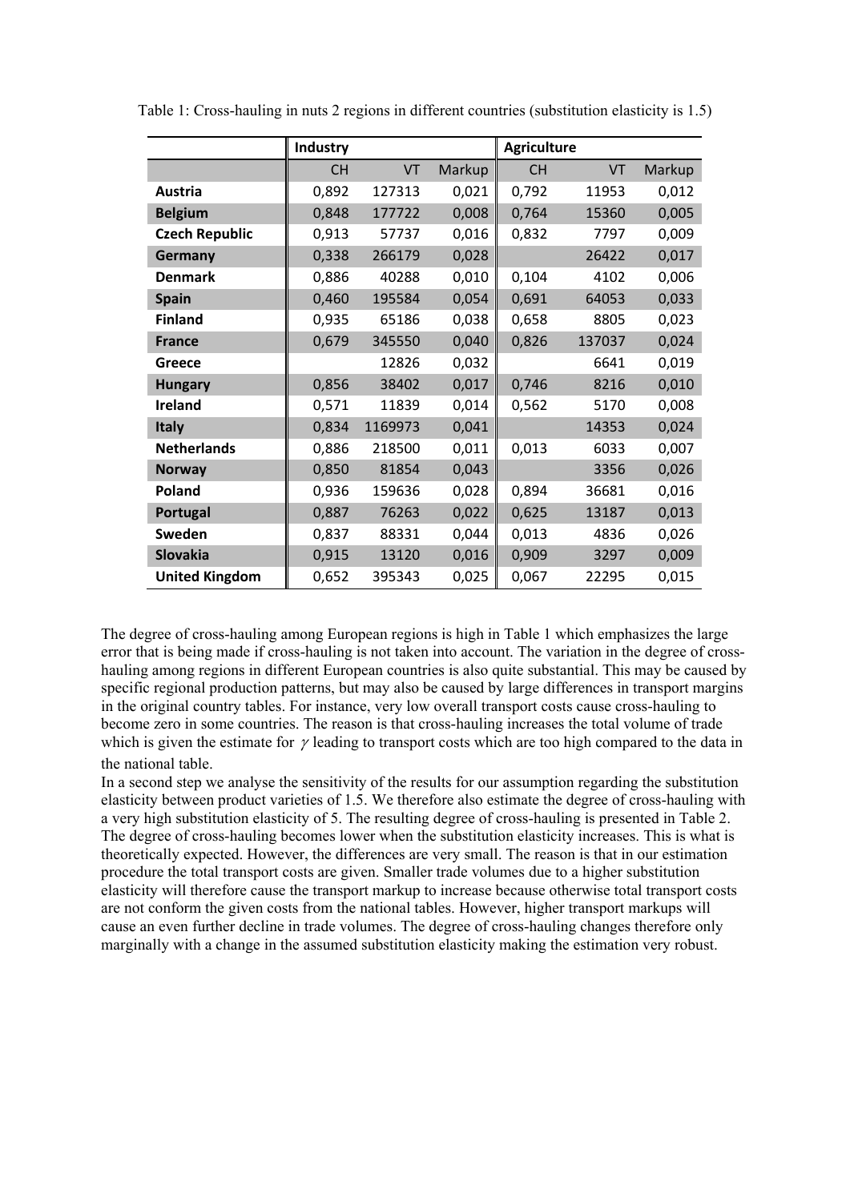Table 1: Cross-hauling in nuts 2 regions in different countries (substitution elasticity is 1.5)

| | Industry | | | Agriculture | | |
|---|---|---|---|---|---|---|
| | CH | VT | Markup | CH | VT | Markup |
| **Austria** | 0,892 | 127313 | 0,021 | 0,792 | 11953 | 0,012 |
| **Belgium** | 0,848 | 177722 | 0,008 | 0,764 | 15360 | 0,005 |
| **Czech Republic** | 0,913 | 57737 | 0,016 | 0,832 | 7797 | 0,009 |
| **Germany** | 0,338 | 266179 | 0,028 | | 26422 | 0,017 |
| **Denmark** | 0,886 | 40288 | 0,010 | 0,104 | 4102 | 0,006 |
| **Spain** | 0,460 | 195584 | 0,054 | 0,691 | 64053 | 0,033 |
| **Finland** | 0,935 | 65186 | 0,038 | 0,658 | 8805 | 0,023 |
| **France** | 0,679 | 345550 | 0,040 | 0,826 | 137037 | 0,024 |
| **Greece** | | 12826 | 0,032 | | 6641 | 0,019 |
| **Hungary** | 0,856 | 38402 | 0,017 | 0,746 | 8216 | 0,010 |
| **Ireland** | 0,571 | 11839 | 0,014 | 0,562 | 5170 | 0,008 |
| **Italy** | 0,834 | 1169973 | 0,041 | | 14353 | 0,024 |
| **Netherlands** | 0,886 | 218500 | 0,011 | 0,013 | 6033 | 0,007 |
| **Norway** | 0,850 | 81854 | 0,043 | | 3356 | 0,026 |
| **Poland** | 0,936 | 159636 | 0,028 | 0,894 | 36681 | 0,016 |
| **Portugal** | 0,887 | 76263 | 0,022 | 0,625 | 13187 | 0,013 |
| **Sweden** | 0,837 | 88331 | 0,044 | 0,013 | 4836 | 0,026 |
| **Slovakia** | 0,915 | 13120 | 0,016 | 0,909 | 3297 | 0,009 |
| **United Kingdom** | 0,652 | 395343 | 0,025 | 0,067 | 22295 | 0,015 |

The degree of cross-hauling among European regions is high in Table 1 which emphasizes the large error that is being made if cross-hauling is not taken into account. The variation in the degree of cross-hauling among regions in different European countries is also quite substantial. This may be caused by specific regional production patterns, but may also be caused by large differences in transport margins in the original country tables. For instance, very low overall transport costs cause cross-hauling to become zero in some countries. The reason is that cross-hauling increases the total volume of trade which is given the estimate for $\gamma$ leading to transport costs which are too high compared to the data in the national table.

In a second step we analyse the sensitivity of the results for our assumption regarding the substitution elasticity between product varieties of 1.5. We therefore also estimate the degree of cross-hauling with a very high substitution elasticity of 5. The resulting degree of cross-hauling is presented in Table 2. The degree of cross-hauling becomes lower when the substitution elasticity increases. This is what is theoretically expected. However, the differences are very small. The reason is that in our estimation procedure the total transport costs are given. Smaller trade volumes due to a higher substitution elasticity will therefore cause the transport markup to increase because otherwise total transport costs are not conform the given costs from the national tables. However, higher transport markups will cause an even further decline in trade volumes. The degree of cross-hauling changes therefore only marginally with a change in the assumed substitution elasticity making the estimation very robust.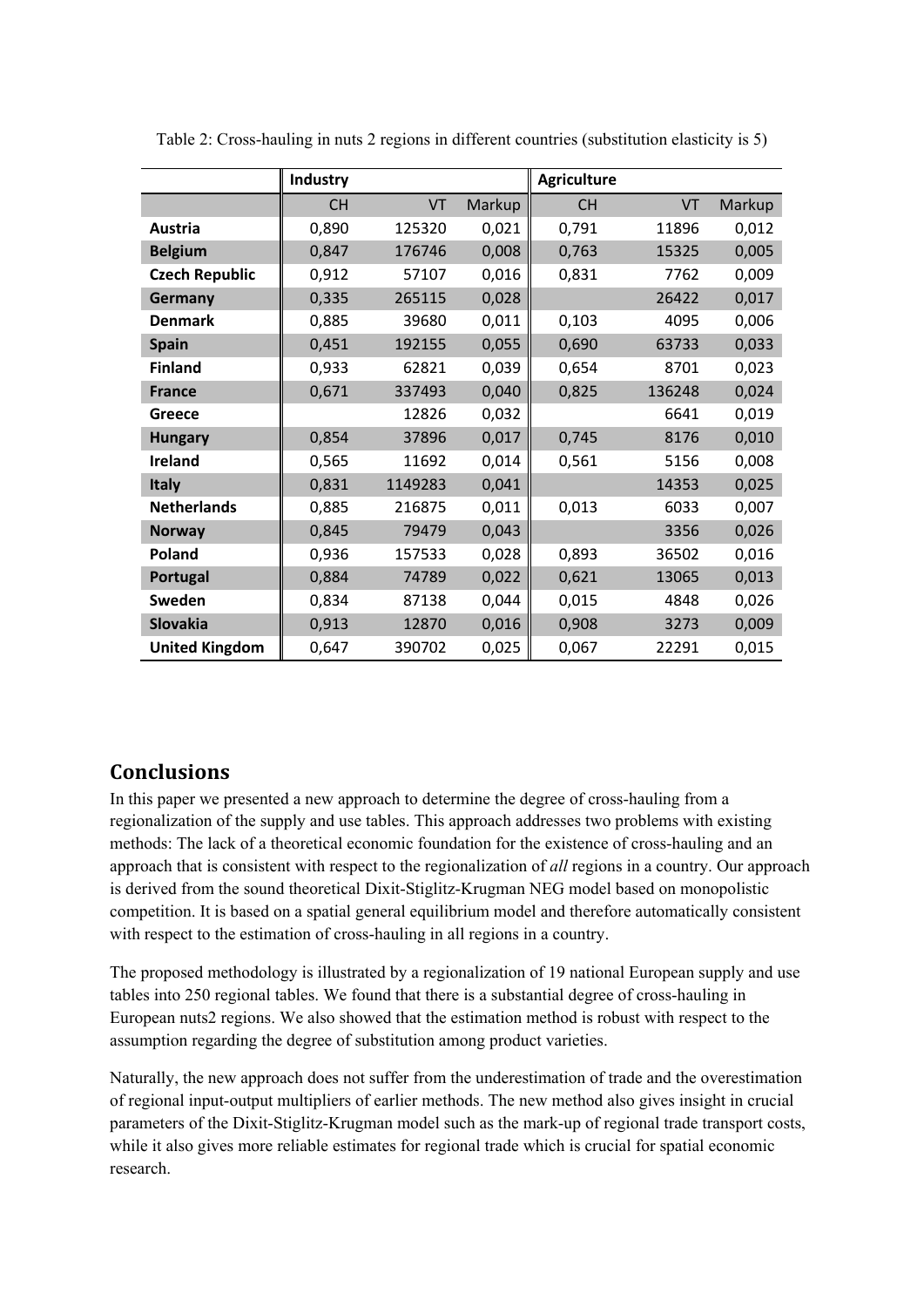Table 2: Cross-hauling in nuts 2 regions in different countries (substitution elasticity is 5)

| | Industry | | | Agriculture | | |
|---|---|---|---|---|---|---|
| | CH | VT | Markup | CH | VT | Markup |
| **Austria** | 0,890 | 125320 | 0,021 | 0,791 | 11896 | 0,012 |
| **Belgium** | 0,847 | 176746 | 0,008 | 0,763 | 15325 | 0,005 |
| **Czech Republic** | 0,912 | 57107 | 0,016 | 0,831 | 7762 | 0,009 |
| **Germany** | 0,335 | 265115 | 0,028 | | 26422 | 0,017 |
| **Denmark** | 0,885 | 39680 | 0,011 | 0,103 | 4095 | 0,006 |
| **Spain** | 0,451 | 192155 | 0,055 | 0,690 | 63733 | 0,033 |
| **Finland** | 0,933 | 62821 | 0,039 | 0,654 | 8701 | 0,023 |
| **France** | 0,671 | 337493 | 0,040 | 0,825 | 136248 | 0,024 |
| **Greece** | | 12826 | 0,032 | | 6641 | 0,019 |
| **Hungary** | 0,854 | 37896 | 0,017 | 0,745 | 8176 | 0,010 |
| **Ireland** | 0,565 | 11692 | 0,014 | 0,561 | 5156 | 0,008 |
| **Italy** | 0,831 | 1149283 | 0,041 | | 14353 | 0,025 |
| **Netherlands** | 0,885 | 216875 | 0,011 | 0,013 | 6033 | 0,007 |
| **Norway** | 0,845 | 79479 | 0,043 | | 3356 | 0,026 |
| **Poland** | 0,936 | 157533 | 0,028 | 0,893 | 36502 | 0,016 |
| **Portugal** | 0,884 | 74789 | 0,022 | 0,621 | 13065 | 0,013 |
| **Sweden** | 0,834 | 87138 | 0,044 | 0,015 | 4848 | 0,026 |
| **Slovakia** | 0,913 | 12870 | 0,016 | 0,908 | 3273 | 0,009 |
| **United Kingdom** | 0,647 | 390702 | 0,025 | 0,067 | 22291 | 0,015 |

## Conclusions

In this paper we presented a new approach to determine the degree of cross-hauling from a regionalization of the supply and use tables. This approach addresses two problems with existing methods: The lack of a theoretical economic foundation for the existence of cross-hauling and an approach that is consistent with respect to the regionalization of *all* regions in a country. Our approach is derived from the sound theoretical Dixit-Stiglitz-Krugman NEG model based on monopolistic competition. It is based on a spatial general equilibrium model and therefore automatically consistent with respect to the estimation of cross-hauling in all regions in a country.

The proposed methodology is illustrated by a regionalization of 19 national European supply and use tables into 250 regional tables. We found that there is a substantial degree of cross-hauling in European nuts2 regions. We also showed that the estimation method is robust with respect to the assumption regarding the degree of substitution among product varieties.

Naturally, the new approach does not suffer from the underestimation of trade and the overestimation of regional input-output multipliers of earlier methods. The new method also gives insight in crucial parameters of the Dixit-Stiglitz-Krugman model such as the mark-up of regional trade transport costs, while it also gives more reliable estimates for regional trade which is crucial for spatial economic research.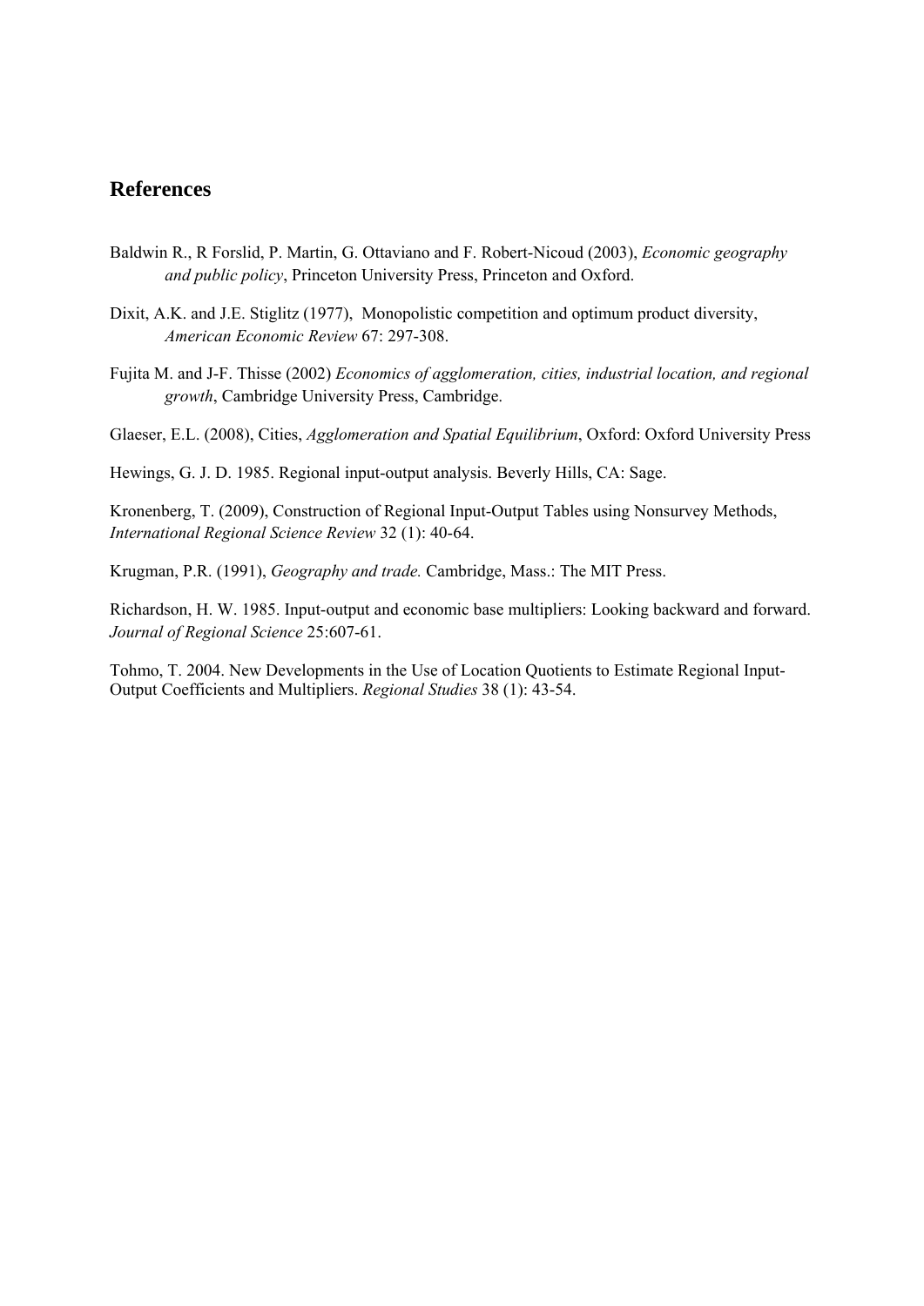## References

Baldwin R., R Forslid, P. Martin, G. Ottaviano and F. Robert-Nicoud (2003), *Economic geography and public policy*, Princeton University Press, Princeton and Oxford.

Dixit, A.K. and J.E. Stiglitz (1977), Monopolistic competition and optimum product diversity, *American Economic Review* 67: 297-308.

Fujita M. and J-F. Thisse (2002) *Economics of agglomeration, cities, industrial location, and regional growth*, Cambridge University Press, Cambridge.

Glaeser, E.L. (2008), Cities, *Agglomeration and Spatial Equilibrium*, Oxford: Oxford University Press

Hewings, G. J. D. 1985. Regional input-output analysis. Beverly Hills, CA: Sage.

Kronenberg, T. (2009), Construction of Regional Input-Output Tables using Nonsurvey Methods, *International Regional Science Review* 32 (1): 40-64.

Krugman, P.R. (1991), *Geography and trade.* Cambridge, Mass.: The MIT Press.

Richardson, H. W. 1985. Input-output and economic base multipliers: Looking backward and forward. *Journal of Regional Science* 25:607-61.

Tohmo, T. 2004. New Developments in the Use of Location Quotients to Estimate Regional Input-Output Coefficients and Multipliers. *Regional Studies* 38 (1): 43-54.